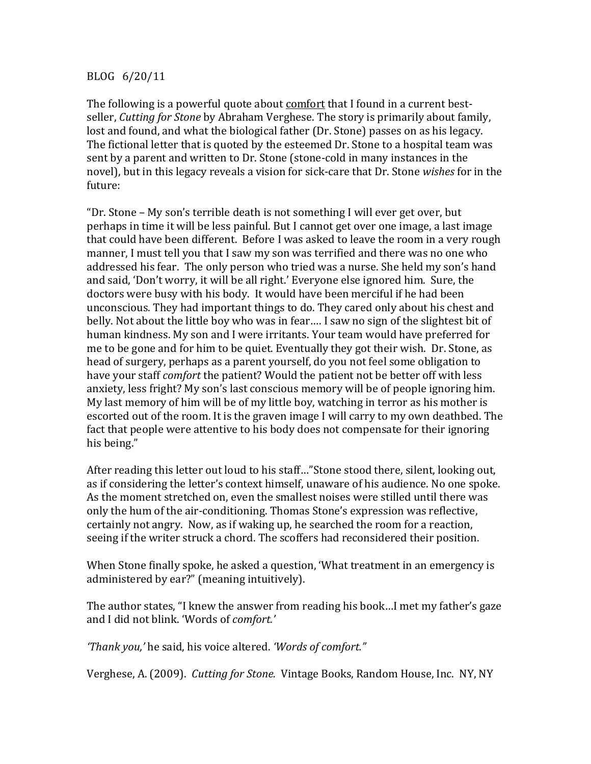BLOG 6/20/11

The following is a powerful quote about <u>comfort</u> that I found in a current best-seller, *Cutting for Stone* by Abraham Verghese. The story is primarily about family, lost and found, and what the biological father (Dr. Stone) passes on as his legacy. The fictional letter that is quoted by the esteemed Dr. Stone to a hospital team was sent by a parent and written to Dr. Stone (stone-cold in many instances in the novel), but in this legacy reveals a vision for sick-care that Dr. Stone *wishes* for in the future:

"Dr. Stone – My son's terrible death is not something I will ever get over, but perhaps in time it will be less painful. But I cannot get over one image, a last image that could have been different. Before I was asked to leave the room in a very rough manner, I must tell you that I saw my son was terrified and there was no one who addressed his fear. The only person who tried was a nurse. She held my son's hand and said, 'Don't worry, it will be all right.' Everyone else ignored him. Sure, the doctors were busy with his body. It would have been merciful if he had been unconscious. They had important things to do. They cared only about his chest and belly. Not about the little boy who was in fear…. I saw no sign of the slightest bit of human kindness. My son and I were irritants. Your team would have preferred for me to be gone and for him to be quiet. Eventually they got their wish. Dr. Stone, as head of surgery, perhaps as a parent yourself, do you not feel some obligation to have your staff *comfort* the patient? Would the patient not be better off with less anxiety, less fright? My son's last conscious memory will be of people ignoring him. My last memory of him will be of my little boy, watching in terror as his mother is escorted out of the room. It is the graven image I will carry to my own deathbed. The fact that people were attentive to his body does not compensate for their ignoring his being."

After reading this letter out loud to his staff…"Stone stood there, silent, looking out, as if considering the letter's context himself, unaware of his audience. No one spoke. As the moment stretched on, even the smallest noises were stilled until there was only the hum of the air-conditioning. Thomas Stone's expression was reflective, certainly not angry. Now, as if waking up, he searched the room for a reaction, seeing if the writer struck a chord. The scoffers had reconsidered their position.

When Stone finally spoke, he asked a question, 'What treatment in an emergency is administered by ear?" (meaning intuitively).

The author states, "I knew the answer from reading his book…I met my father's gaze and I did not blink. 'Words of *comfort.'*

*'Thank you,'* he said, his voice altered. *'Words of comfort."*

Verghese, A. (2009). *Cutting for Stone.* Vintage Books, Random House, Inc. NY, NY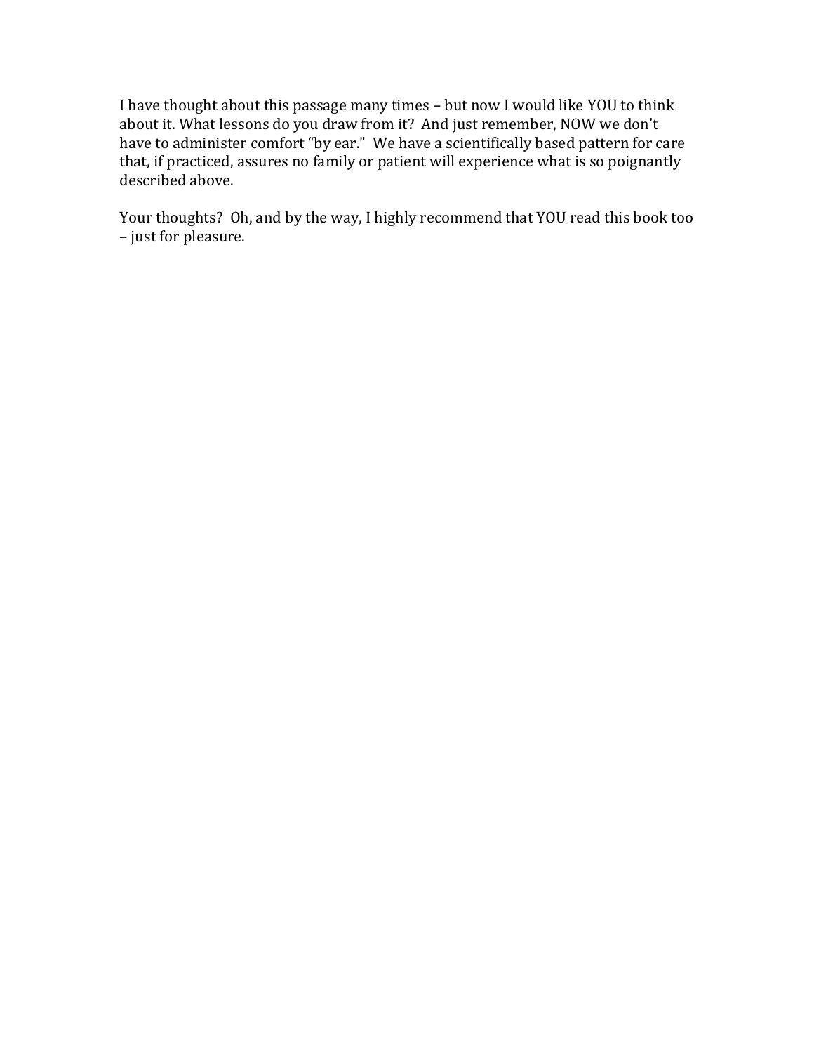I have thought about this passage many times – but now I would like YOU to think about it. What lessons do you draw from it? And just remember, NOW we don't have to administer comfort "by ear." We have a scientifically based pattern for care that, if practiced, assures no family or patient will experience what is so poignantly described above.

Your thoughts? Oh, and by the way, I highly recommend that YOU read this book too – just for pleasure.